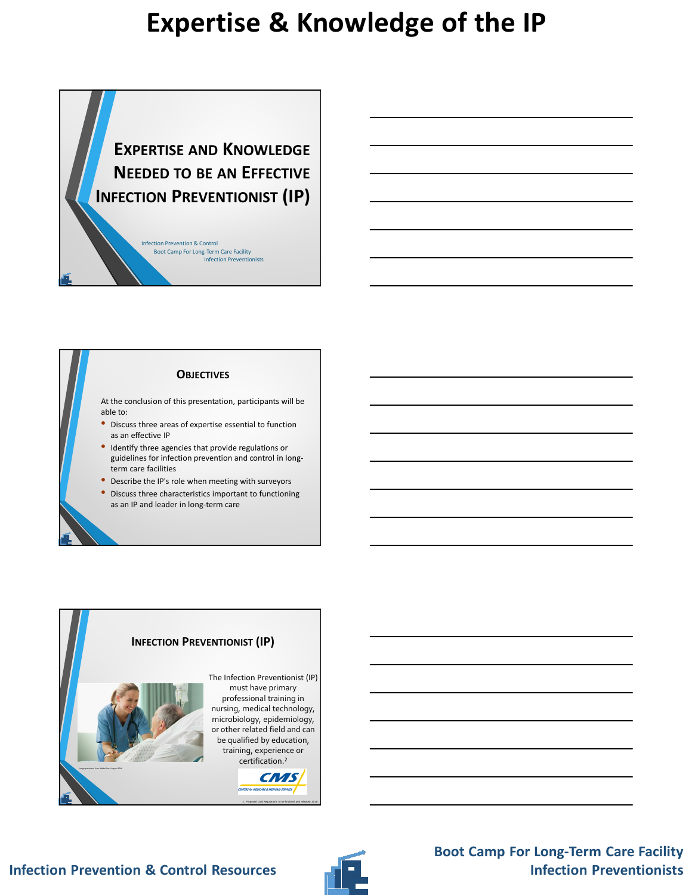# Expertise & Knowledge of the IP

## Expertise and Knowledge Needed to be an Effective Infection Preventionist (IP)

Infection Prevention & Control
Boot Camp For Long-Term Care Facility
Infection Preventionists

## Objectives

At the conclusion of this presentation, participants will be able to:

- Discuss three areas of expertise essential to function as an effective IP
- Identify three agencies that provide regulations or guidelines for infection prevention and control in long-term care facilities
- Describe the IP's role when meeting with surveyors
- Discuss three characteristics important to functioning as an IP and leader in long-term care

## Infection Preventionist (IP)

The Infection Preventionist (IP) must have primary professional training in nursing, medical technology, microbiology, epidemiology, or other related field and can be qualified by education, training, experience or certification.[2]

CMS — Centers for Medicare & Medicaid Services

2. Proposed CMS Regulations to be finalized and released 2016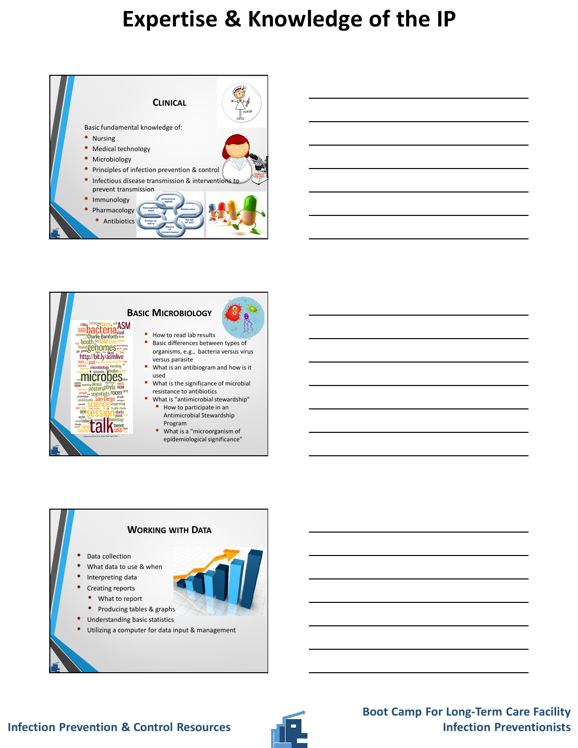# Expertise & Knowledge of the IP

## Clinical

Basic fundamental knowledge of:

- Nursing
- Medical technology
- Microbiology
- Principles of infection prevention & control
- Infectious disease transmission & interventions to prevent transmission
- Immunology
- Pharmacology
  - Antibiotics

## Basic Microbiology

- How to read lab results
- Basic differences between types of organisms, e.g., bacteria versus virus versus parasite
- What is an antibiogram and how is it used
- What is the significance of microbial resistance to antibiotics
- What is "antimicrobial stewardship"
  - How to participate in an Antimicrobial Stewardship Program
  - What is a "microorganism of epidemiological significance"

## Working with Data

- Data collection
- What data to use & when
- Interpreting data
- Creating reports
  - What to report
  - Producing tables & graphs
- Understanding basic statistics
- Utilizing a computer for data input & management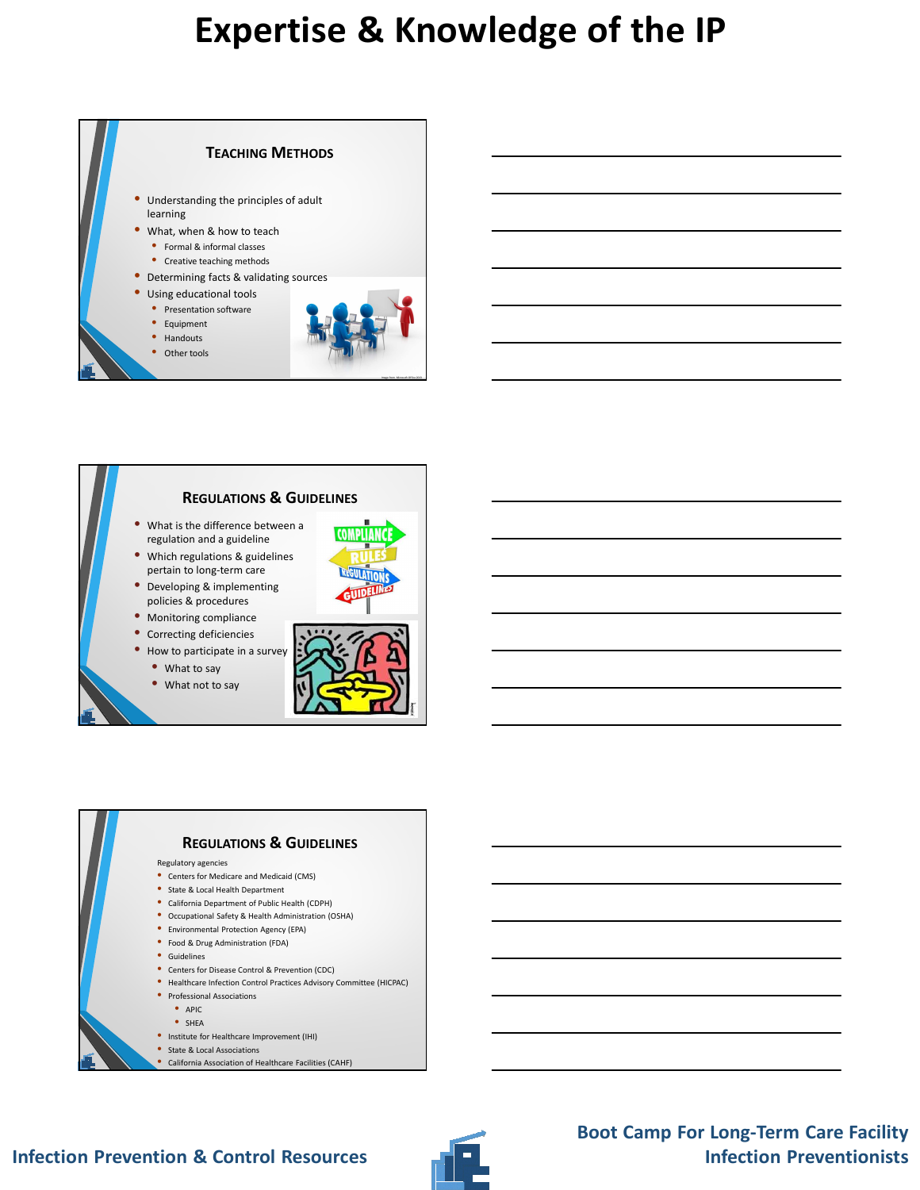# Expertise & Knowledge of the IP

## Teaching Methods

- Understanding the principles of adult learning
- What, when & how to teach
  - Formal & informal classes
  - Creative teaching methods
- Determining facts & validating sources
- Using educational tools
  - Presentation software
  - Equipment
  - Handouts
  - Other tools

## Regulations & Guidelines

- What is the difference between a regulation and a guideline
- Which regulations & guidelines pertain to long-term care
- Developing & implementing policies & procedures
- Monitoring compliance
- Correcting deficiencies
- How to participate in a survey
  - What to say
  - What not to say

## Regulations & Guidelines

Regulatory agencies

- Centers for Medicare and Medicaid (CMS)
- State & Local Health Department
- California Department of Public Health (CDPH)
- Occupational Safety & Health Administration (OSHA)
- Environmental Protection Agency (EPA)
- Food & Drug Administration (FDA)
- Guidelines
- Centers for Disease Control & Prevention (CDC)
- Healthcare Infection Control Practices Advisory Committee (HICPAC)
- Professional Associations
  - APIC
  - SHEA
- Institute for Healthcare Improvement (IHI)
- State & Local Associations
- California Association of Healthcare Facilities (CAHF)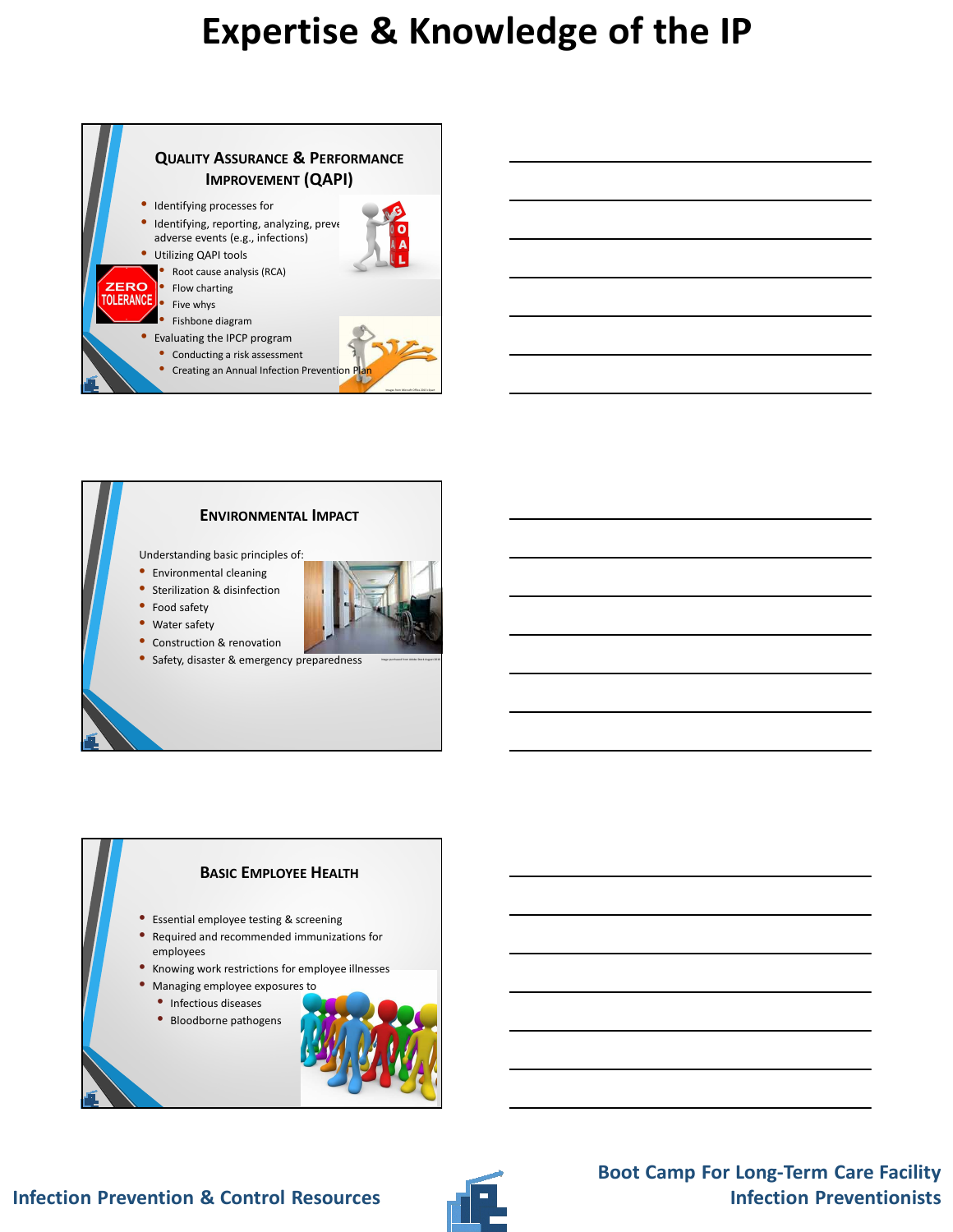# Expertise & Knowledge of the IP

## Quality Assurance & Performance Improvement (QAPI)

- Identifying processes for
- Identifying, reporting, analyzing, preve adverse events (e.g., infections)
- Utilizing QAPI tools
  - Root cause analysis (RCA)
  - Flow charting
  - Five whys
  - Fishbone diagram
- Evaluating the IPCP program
  - Conducting a risk assessment
  - Creating an Annual Infection Prevention Plan

## Environmental Impact

Understanding basic principles of:

- Environmental cleaning
- Sterilization & disinfection
- Food safety
- Water safety
- Construction & renovation
- Safety, disaster & emergency preparedness

## Basic Employee Health

- Essential employee testing & screening
- Required and recommended immunizations for employees
- Knowing work restrictions for employee illnesses
- Managing employee exposures to
  - Infectious diseases
  - Bloodborne pathogens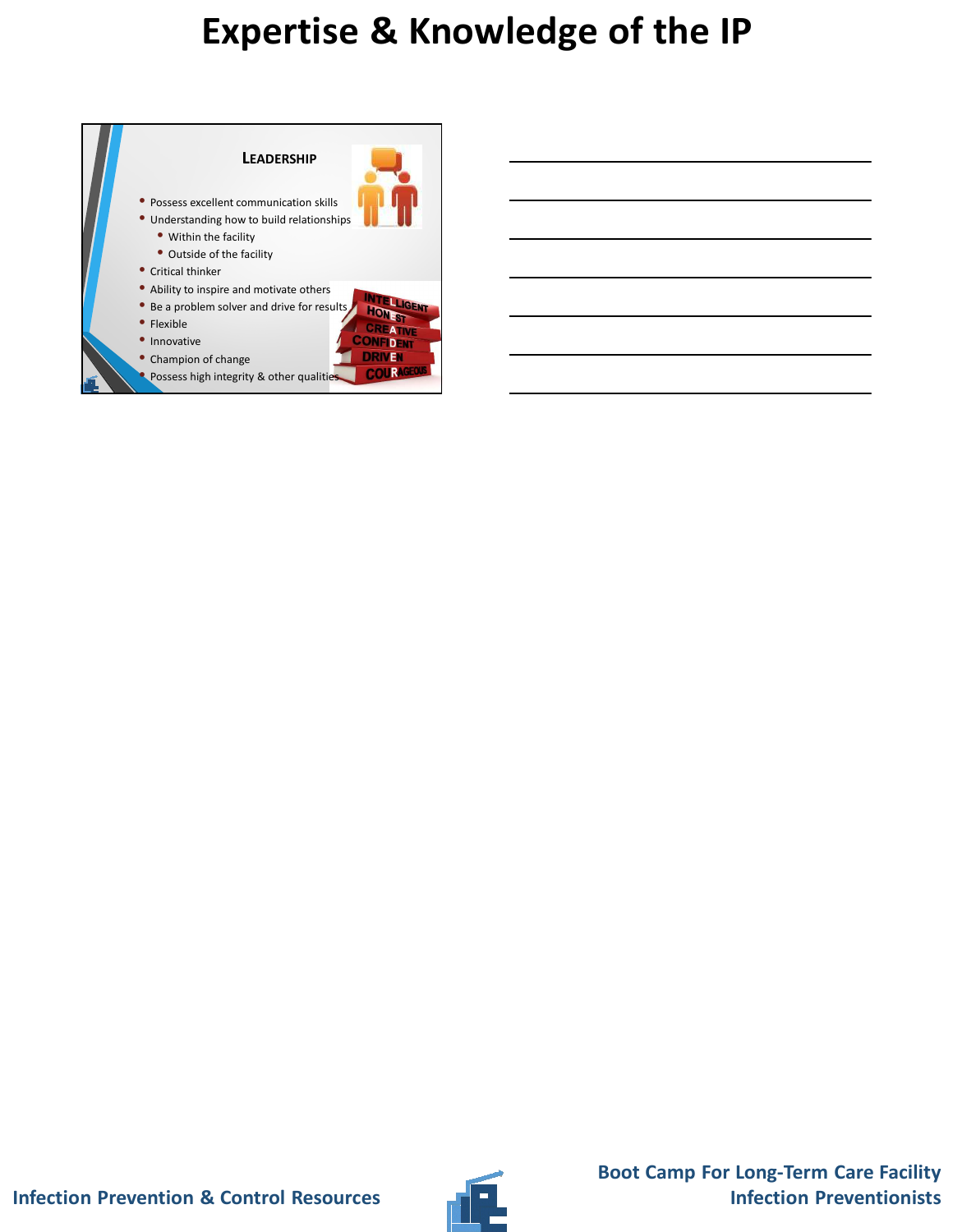# Expertise & Knowledge of the IP

## Leadership

- Possess excellent communication skills
- Understanding how to build relationships
  - Within the facility
  - Outside of the facility
- Critical thinker
- Ability to inspire and motivate others
- Be a problem solver and drive for results
- Flexible
- Innovative
- Champion of change
- Possess high integrity & other qualities

INTELLIGENT
HONEST
CREATIVE
CONFIDENT
DRIVEN
COURAGEOUS